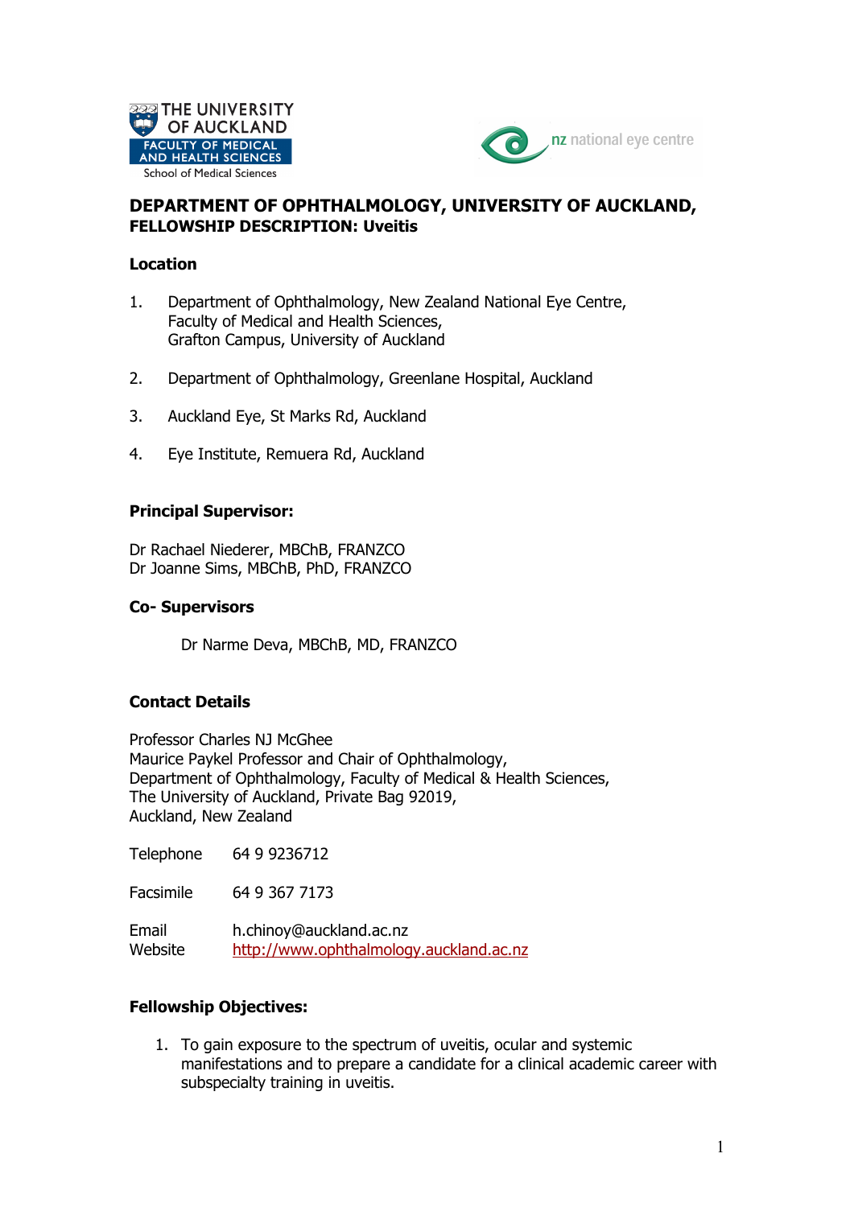## DEPARTMENT OF OPHTHALMOLOGY, UNIVERSITY OF AUCKLAND, FELLOWSHIP DESCRIPTION: Uveitis

### Location

1. Department of Ophthalmology, New Zealand National Eye Centre,
   Faculty of Medical and Health Sciences,
   Grafton Campus, University of Auckland

2. Department of Ophthalmology, Greenlane Hospital, Auckland

3. Auckland Eye, St Marks Rd, Auckland

4. Eye Institute, Remuera Rd, Auckland

### Principal Supervisor:

Dr Rachael Niederer, MBChB, FRANZCO
Dr Joanne Sims, MBChB, PhD, FRANZCO

### Co- Supervisors

Dr Narme Deva, MBChB, MD, FRANZCO

### Contact Details

Professor Charles NJ McGhee
Maurice Paykel Professor and Chair of Ophthalmology,
Department of Ophthalmology, Faculty of Medical & Health Sciences,
The University of Auckland, Private Bag 92019,
Auckland, New Zealand

Telephone 64 9 9236712

Facsimile 64 9 367 7173

Email h.chinoy@auckland.ac.nz
Website http://www.ophthalmology.auckland.ac.nz

### Fellowship Objectives:

1. To gain exposure to the spectrum of uveitis, ocular and systemic manifestations and to prepare a candidate for a clinical academic career with subspecialty training in uveitis.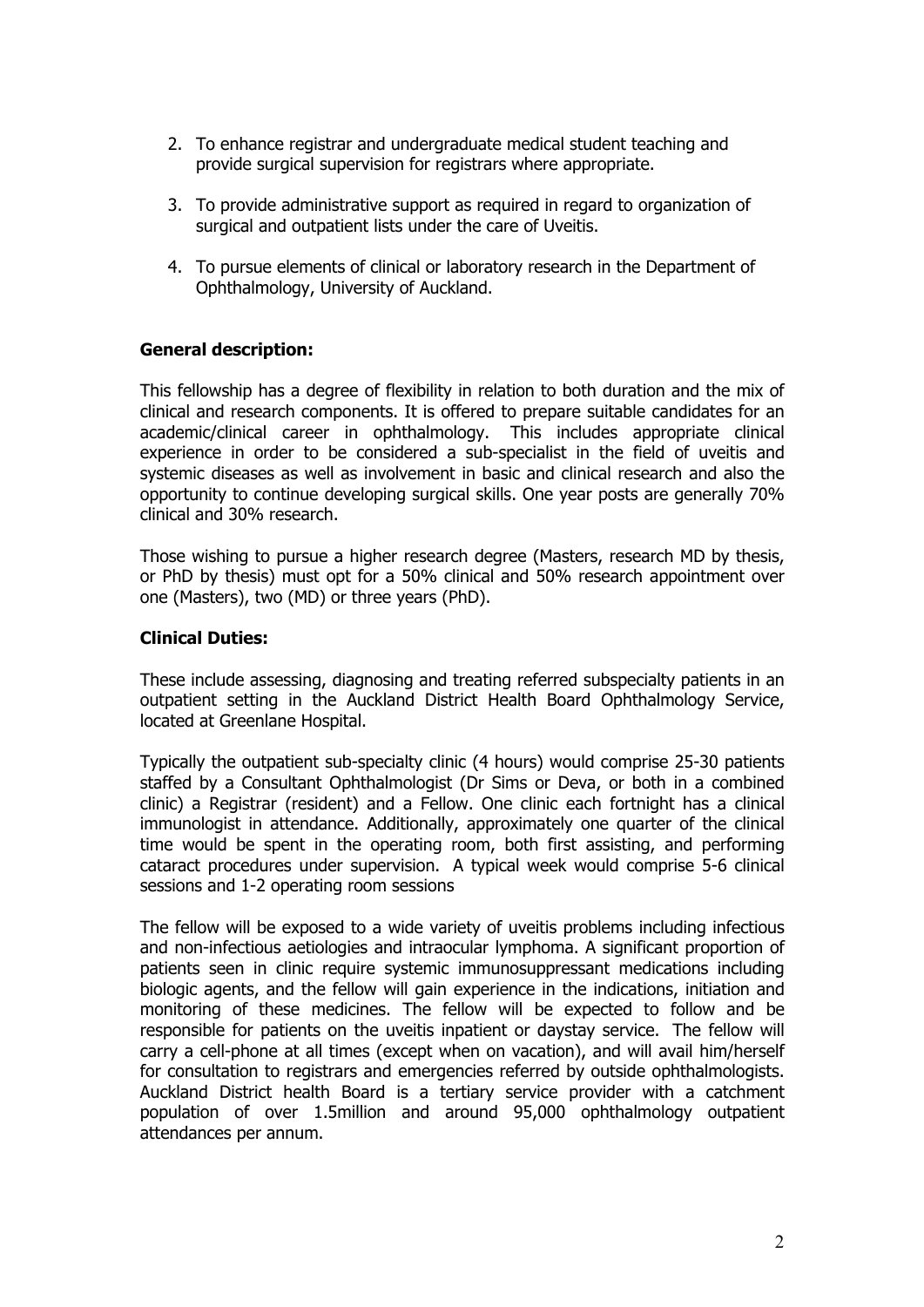2. To enhance registrar and undergraduate medical student teaching and provide surgical supervision for registrars where appropriate.

3. To provide administrative support as required in regard to organization of surgical and outpatient lists under the care of Uveitis.

4. To pursue elements of clinical or laboratory research in the Department of Ophthalmology, University of Auckland.

**General description:**

This fellowship has a degree of flexibility in relation to both duration and the mix of clinical and research components. It is offered to prepare suitable candidates for an academic/clinical career in ophthalmology. This includes appropriate clinical experience in order to be considered a sub-specialist in the field of uveitis and systemic diseases as well as involvement in basic and clinical research and also the opportunity to continue developing surgical skills. One year posts are generally 70% clinical and 30% research.

Those wishing to pursue a higher research degree (Masters, research MD by thesis, or PhD by thesis) must opt for a 50% clinical and 50% research appointment over one (Masters), two (MD) or three years (PhD).

**Clinical Duties:**

These include assessing, diagnosing and treating referred subspecialty patients in an outpatient setting in the Auckland District Health Board Ophthalmology Service, located at Greenlane Hospital.

Typically the outpatient sub-specialty clinic (4 hours) would comprise 25-30 patients staffed by a Consultant Ophthalmologist (Dr Sims or Deva, or both in a combined clinic) a Registrar (resident) and a Fellow. One clinic each fortnight has a clinical immunologist in attendance. Additionally, approximately one quarter of the clinical time would be spent in the operating room, both first assisting, and performing cataract procedures under supervision. A typical week would comprise 5-6 clinical sessions and 1-2 operating room sessions

The fellow will be exposed to a wide variety of uveitis problems including infectious and non-infectious aetiologies and intraocular lymphoma. A significant proportion of patients seen in clinic require systemic immunosuppressant medications including biologic agents, and the fellow will gain experience in the indications, initiation and monitoring of these medicines. The fellow will be expected to follow and be responsible for patients on the uveitis inpatient or daystay service. The fellow will carry a cell-phone at all times (except when on vacation), and will avail him/herself for consultation to registrars and emergencies referred by outside ophthalmologists. Auckland District health Board is a tertiary service provider with a catchment population of over 1.5million and around 95,000 ophthalmology outpatient attendances per annum.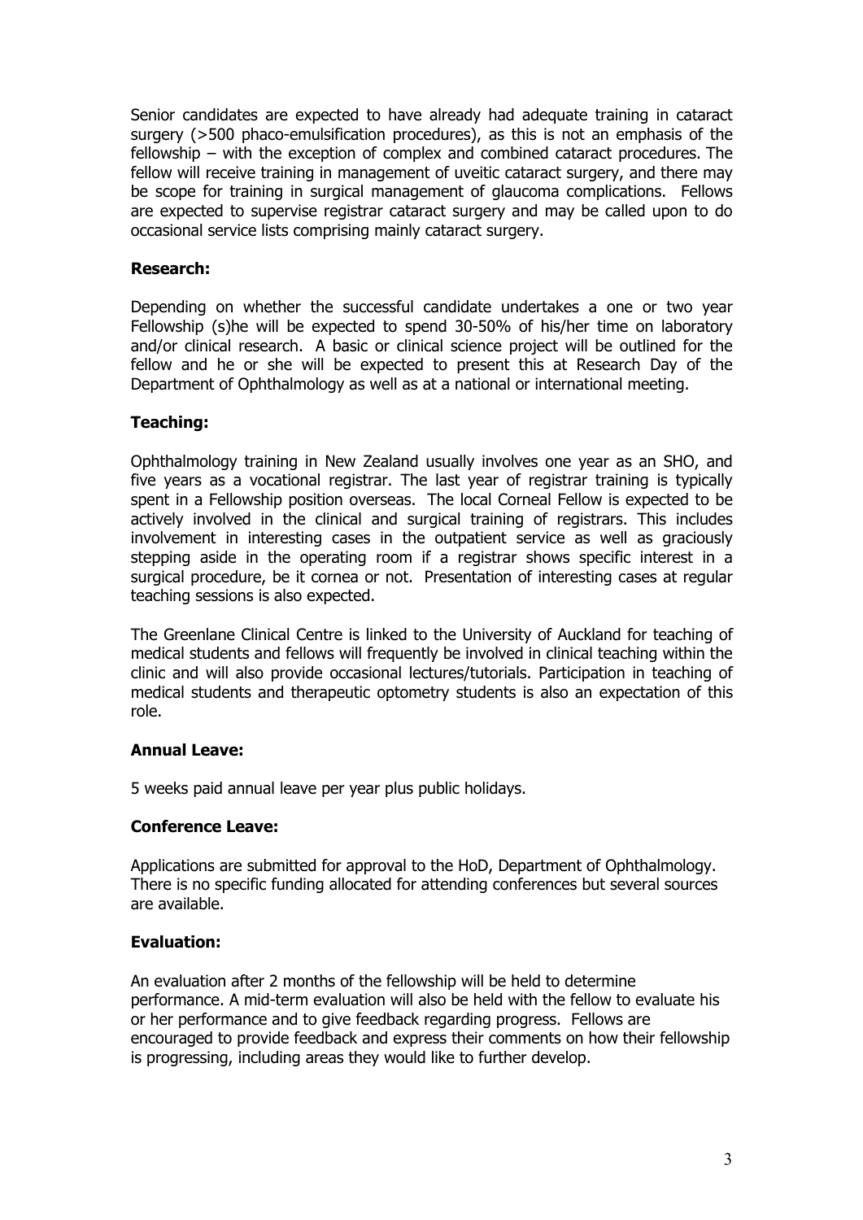Senior candidates are expected to have already had adequate training in cataract surgery (>500 phaco-emulsification procedures), as this is not an emphasis of the fellowship – with the exception of complex and combined cataract procedures. The fellow will receive training in management of uveitic cataract surgery, and there may be scope for training in surgical management of glaucoma complications. Fellows are expected to supervise registrar cataract surgery and may be called upon to do occasional service lists comprising mainly cataract surgery.

**Research:**

Depending on whether the successful candidate undertakes a one or two year Fellowship (s)he will be expected to spend 30-50% of his/her time on laboratory and/or clinical research. A basic or clinical science project will be outlined for the fellow and he or she will be expected to present this at Research Day of the Department of Ophthalmology as well as at a national or international meeting.

**Teaching:**

Ophthalmology training in New Zealand usually involves one year as an SHO, and five years as a vocational registrar. The last year of registrar training is typically spent in a Fellowship position overseas. The local Corneal Fellow is expected to be actively involved in the clinical and surgical training of registrars. This includes involvement in interesting cases in the outpatient service as well as graciously stepping aside in the operating room if a registrar shows specific interest in a surgical procedure, be it cornea or not. Presentation of interesting cases at regular teaching sessions is also expected.

The Greenlane Clinical Centre is linked to the University of Auckland for teaching of medical students and fellows will frequently be involved in clinical teaching within the clinic and will also provide occasional lectures/tutorials. Participation in teaching of medical students and therapeutic optometry students is also an expectation of this role.

**Annual Leave:**

5 weeks paid annual leave per year plus public holidays.

**Conference Leave:**

Applications are submitted for approval to the HoD, Department of Ophthalmology. There is no specific funding allocated for attending conferences but several sources are available.

**Evaluation:**

An evaluation after 2 months of the fellowship will be held to determine performance. A mid-term evaluation will also be held with the fellow to evaluate his or her performance and to give feedback regarding progress. Fellows are encouraged to provide feedback and express their comments on how their fellowship is progressing, including areas they would like to further develop.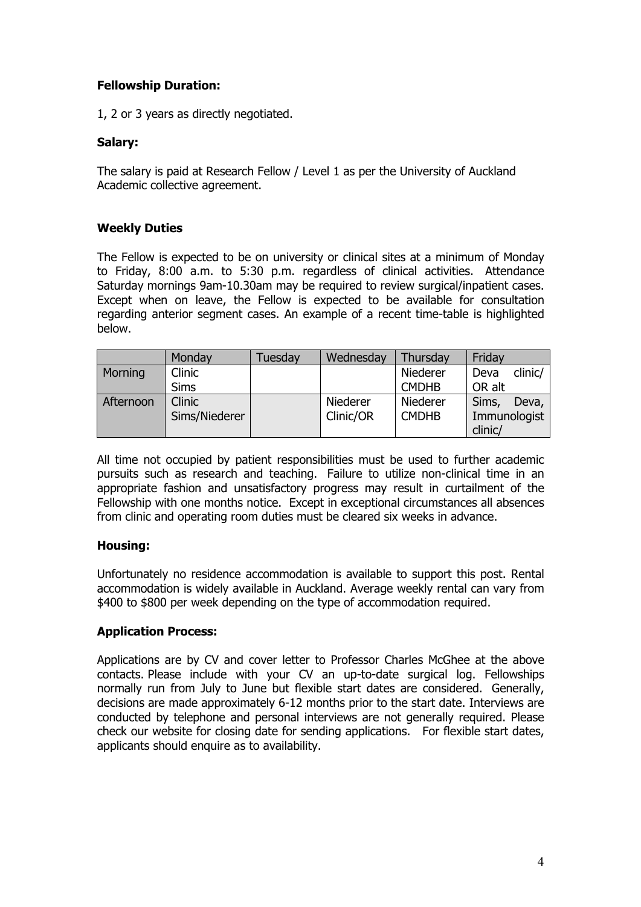**Fellowship Duration:**

1, 2 or 3 years as directly negotiated.

**Salary:**

The salary is paid at Research Fellow / Level 1 as per the University of Auckland Academic collective agreement.

**Weekly Duties**

The Fellow is expected to be on university or clinical sites at a minimum of Monday to Friday, 8:00 a.m. to 5:30 p.m. regardless of clinical activities. Attendance Saturday mornings 9am-10.30am may be required to review surgical/inpatient cases. Except when on leave, the Fellow is expected to be available for consultation regarding anterior segment cases. An example of a recent time-table is highlighted below.

| | Monday | Tuesday | Wednesday | Thursday | Friday |
|---|---|---|---|---|---|
| Morning | Clinic Sims | | | Niederer CMDHB | Deva clinic/ OR alt |
| Afternoon | Clinic Sims/Niederer | | Niederer Clinic/OR | Niederer CMDHB | Sims, Deva, Immunologist clinic/ |

All time not occupied by patient responsibilities must be used to further academic pursuits such as research and teaching. Failure to utilize non-clinical time in an appropriate fashion and unsatisfactory progress may result in curtailment of the Fellowship with one months notice. Except in exceptional circumstances all absences from clinic and operating room duties must be cleared six weeks in advance.

**Housing:**

Unfortunately no residence accommodation is available to support this post. Rental accommodation is widely available in Auckland. Average weekly rental can vary from $400 to $800 per week depending on the type of accommodation required.

**Application Process:**

Applications are by CV and cover letter to Professor Charles McGhee at the above contacts. Please include with your CV an up-to-date surgical log. Fellowships normally run from July to June but flexible start dates are considered. Generally, decisions are made approximately 6-12 months prior to the start date. Interviews are conducted by telephone and personal interviews are not generally required. Please check our website for closing date for sending applications. For flexible start dates, applicants should enquire as to availability.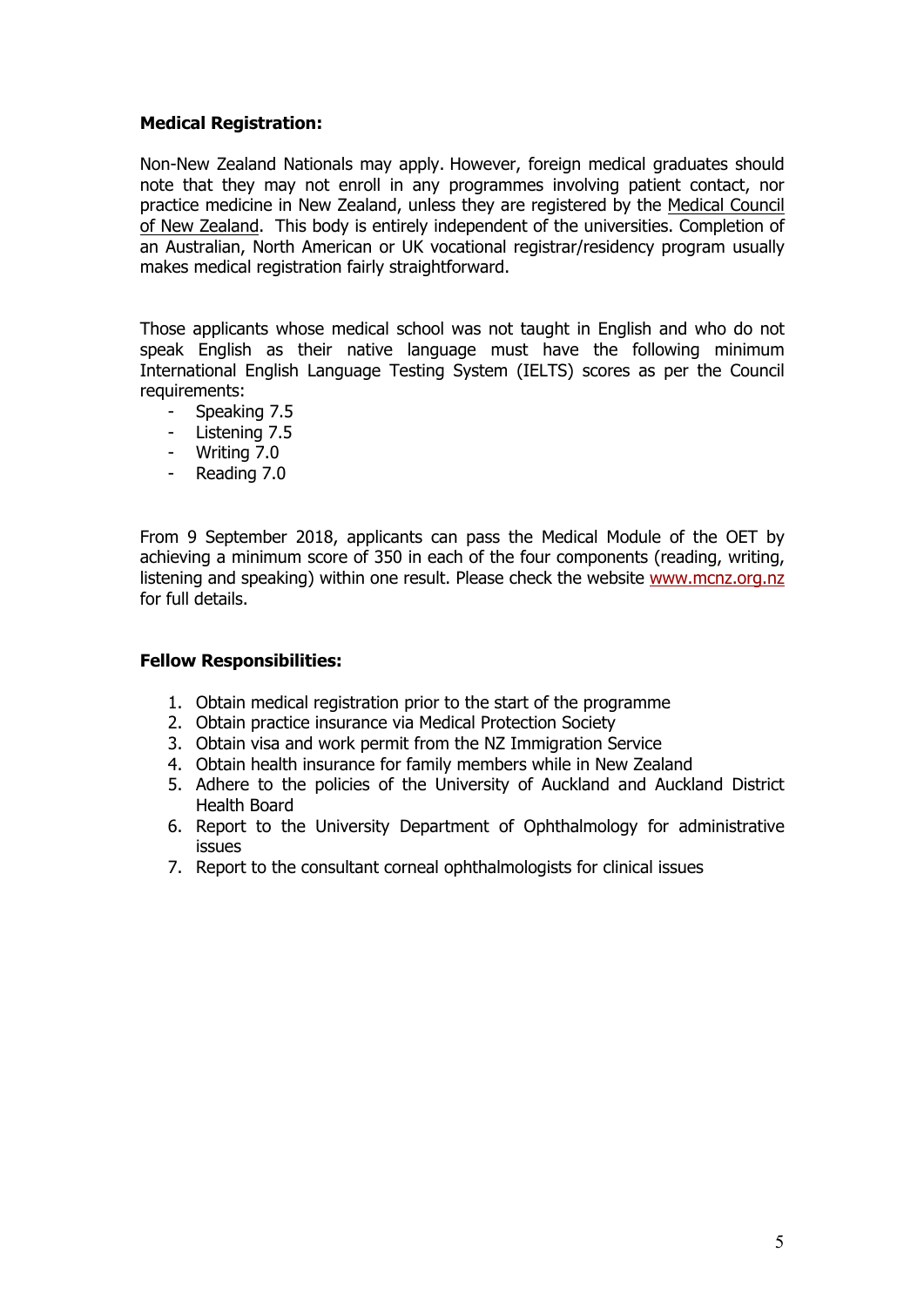**Medical Registration:**

Non-New Zealand Nationals may apply. However, foreign medical graduates should note that they may not enroll in any programmes involving patient contact, nor practice medicine in New Zealand, unless they are registered by the Medical Council of New Zealand. This body is entirely independent of the universities. Completion of an Australian, North American or UK vocational registrar/residency program usually makes medical registration fairly straightforward.

Those applicants whose medical school was not taught in English and who do not speak English as their native language must have the following minimum International English Language Testing System (IELTS) scores as per the Council requirements:

- Speaking 7.5
- Listening 7.5
- Writing 7.0
- Reading 7.0

From 9 September 2018, applicants can pass the Medical Module of the OET by achieving a minimum score of 350 in each of the four components (reading, writing, listening and speaking) within one result. Please check the website www.mcnz.org.nz for full details.

**Fellow Responsibilities:**

1. Obtain medical registration prior to the start of the programme
2. Obtain practice insurance via Medical Protection Society
3. Obtain visa and work permit from the NZ Immigration Service
4. Obtain health insurance for family members while in New Zealand
5. Adhere to the policies of the University of Auckland and Auckland District Health Board
6. Report to the University Department of Ophthalmology for administrative issues
7. Report to the consultant corneal ophthalmologists for clinical issues